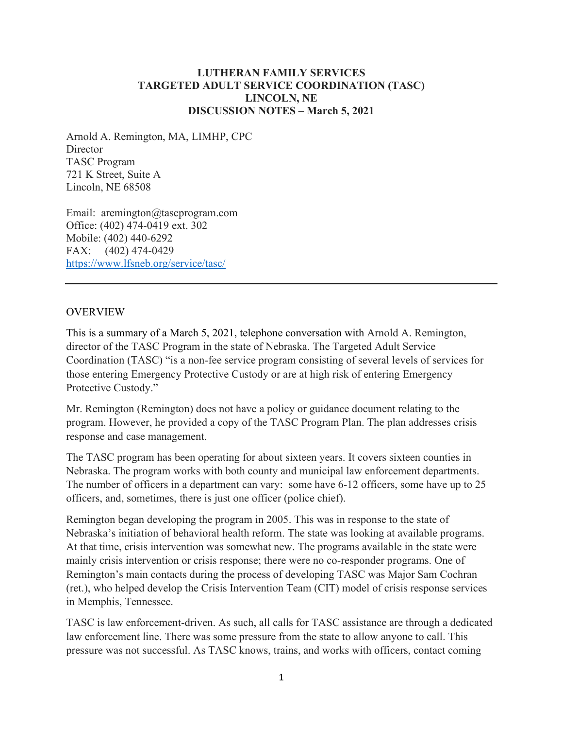**LUTHERAN FAMILY SERVICES**
**TARGETED ADULT SERVICE COORDINATION (TASC)**
**LINCOLN, NE**
**DISCUSSION NOTES – March 5, 2021**

Arnold A. Remington, MA, LIMHP, CPC
Director
TASC Program
721 K Street, Suite A
Lincoln, NE 68508

Email: aremington@tascprogram.com
Office: (402) 474-0419 ext. 302
Mobile: (402) 440-6292
FAX: (402) 474-0429
https://www.lfsneb.org/service/tasc/

---

OVERVIEW

This is a summary of a March 5, 2021, telephone conversation with Arnold A. Remington, director of the TASC Program in the state of Nebraska. The Targeted Adult Service Coordination (TASC) "is a non-fee service program consisting of several levels of services for those entering Emergency Protective Custody or are at high risk of entering Emergency Protective Custody."

Mr. Remington (Remington) does not have a policy or guidance document relating to the program. However, he provided a copy of the TASC Program Plan. The plan addresses crisis response and case management.

The TASC program has been operating for about sixteen years. It covers sixteen counties in Nebraska. The program works with both county and municipal law enforcement departments. The number of officers in a department can vary: some have 6-12 officers, some have up to 25 officers, and, sometimes, there is just one officer (police chief).

Remington began developing the program in 2005. This was in response to the state of Nebraska's initiation of behavioral health reform. The state was looking at available programs. At that time, crisis intervention was somewhat new. The programs available in the state were mainly crisis intervention or crisis response; there were no co-responder programs. One of Remington's main contacts during the process of developing TASC was Major Sam Cochran (ret.), who helped develop the Crisis Intervention Team (CIT) model of crisis response services in Memphis, Tennessee.

TASC is law enforcement-driven. As such, all calls for TASC assistance are through a dedicated law enforcement line. There was some pressure from the state to allow anyone to call. This pressure was not successful. As TASC knows, trains, and works with officers, contact coming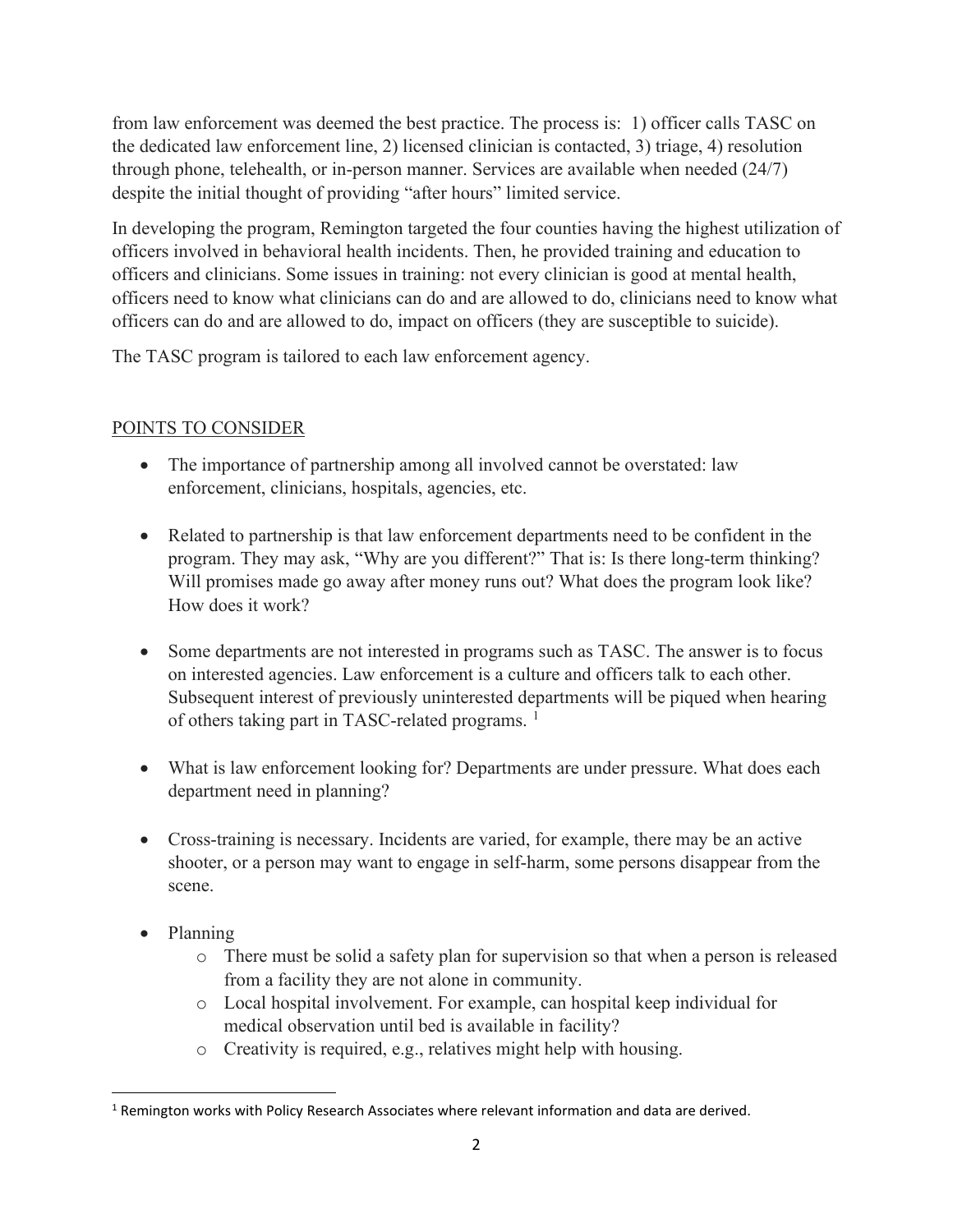from law enforcement was deemed the best practice. The process is: 1) officer calls TASC on the dedicated law enforcement line, 2) licensed clinician is contacted, 3) triage, 4) resolution through phone, telehealth, or in-person manner. Services are available when needed (24/7) despite the initial thought of providing "after hours" limited service.

In developing the program, Remington targeted the four counties having the highest utilization of officers involved in behavioral health incidents. Then, he provided training and education to officers and clinicians. Some issues in training: not every clinician is good at mental health, officers need to know what clinicians can do and are allowed to do, clinicians need to know what officers can do and are allowed to do, impact on officers (they are susceptible to suicide).

The TASC program is tailored to each law enforcement agency.

## POINTS TO CONSIDER

- The importance of partnership among all involved cannot be overstated: law enforcement, clinicians, hospitals, agencies, etc.

- Related to partnership is that law enforcement departments need to be confident in the program. They may ask, "Why are you different?" That is: Is there long-term thinking? Will promises made go away after money runs out? What does the program look like? How does it work?

- Some departments are not interested in programs such as TASC. The answer is to focus on interested agencies. Law enforcement is a culture and officers talk to each other. Subsequent interest of previously uninterested departments will be piqued when hearing of others taking part in TASC-related programs. [1]

- What is law enforcement looking for? Departments are under pressure. What does each department need in planning?

- Cross-training is necessary. Incidents are varied, for example, there may be an active shooter, or a person may want to engage in self-harm, some persons disappear from the scene.

- Planning
  - There must be solid a safety plan for supervision so that when a person is released from a facility they are not alone in community.
  - Local hospital involvement. For example, can hospital keep individual for medical observation until bed is available in facility?
  - Creativity is required, e.g., relatives might help with housing.

[1] Remington works with Policy Research Associates where relevant information and data are derived.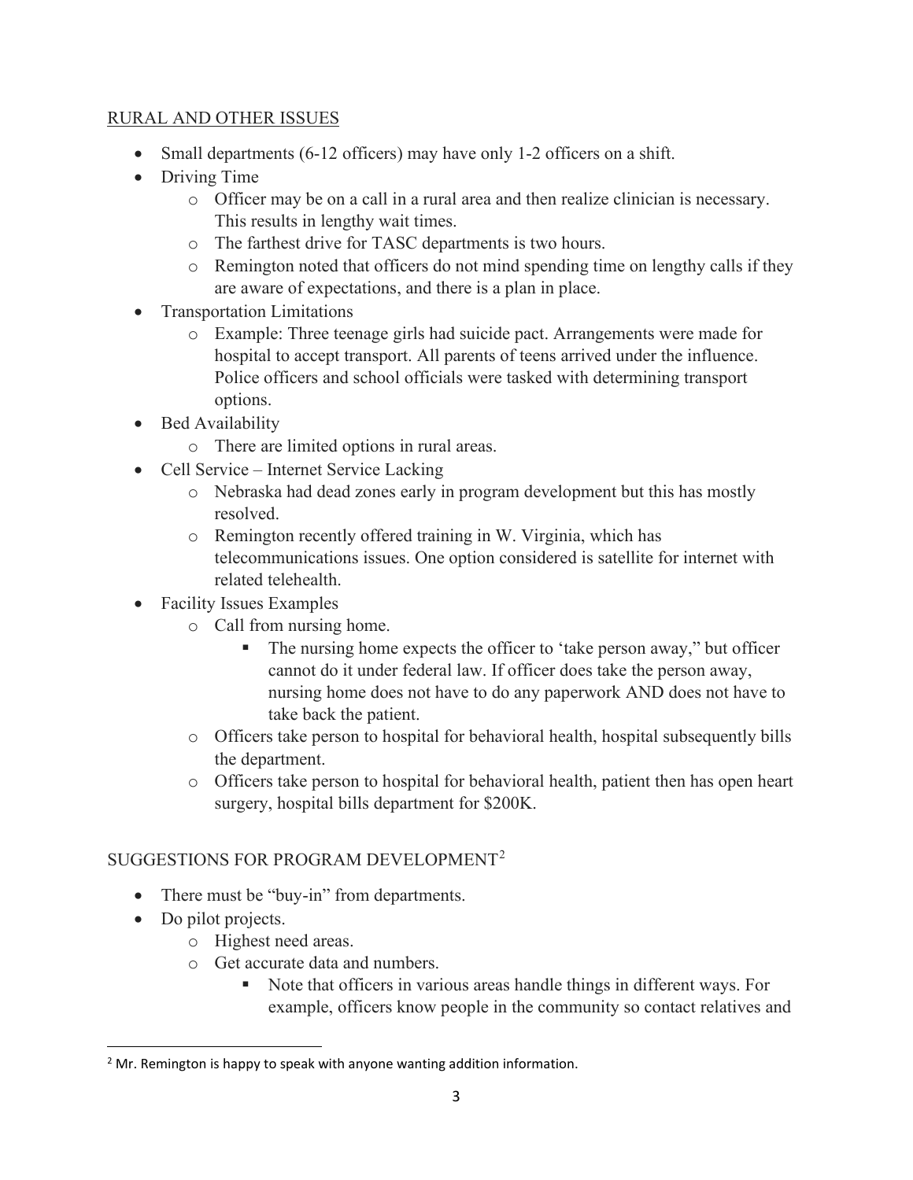RURAL AND OTHER ISSUES

- Small departments (6-12 officers) may have only 1-2 officers on a shift.
- Driving Time
  - Officer may be on a call in a rural area and then realize clinician is necessary. This results in lengthy wait times.
  - The farthest drive for TASC departments is two hours.
  - Remington noted that officers do not mind spending time on lengthy calls if they are aware of expectations, and there is a plan in place.
- Transportation Limitations
  - Example: Three teenage girls had suicide pact. Arrangements were made for hospital to accept transport. All parents of teens arrived under the influence. Police officers and school officials were tasked with determining transport options.
- Bed Availability
  - There are limited options in rural areas.
- Cell Service – Internet Service Lacking
  - Nebraska had dead zones early in program development but this has mostly resolved.
  - Remington recently offered training in W. Virginia, which has telecommunications issues. One option considered is satellite for internet with related telehealth.
- Facility Issues Examples
  - Call from nursing home.
    - The nursing home expects the officer to 'take person away," but officer cannot do it under federal law. If officer does take the person away, nursing home does not have to do any paperwork AND does not have to take back the patient.
  - Officers take person to hospital for behavioral health, hospital subsequently bills the department.
  - Officers take person to hospital for behavioral health, patient then has open heart surgery, hospital bills department for $200K.

SUGGESTIONS FOR PROGRAM DEVELOPMENT[2]

- There must be "buy-in" from departments.
- Do pilot projects.
  - Highest need areas.
  - Get accurate data and numbers.
    - Note that officers in various areas handle things in different ways. For example, officers know people in the community so contact relatives and

[2] Mr. Remington is happy to speak with anyone wanting addition information.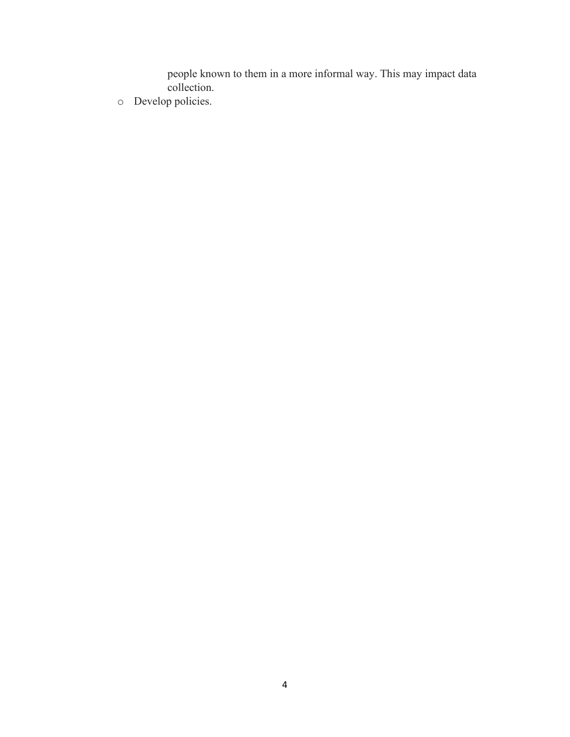people known to them in a more informal way. This may impact data collection.

- Develop policies.